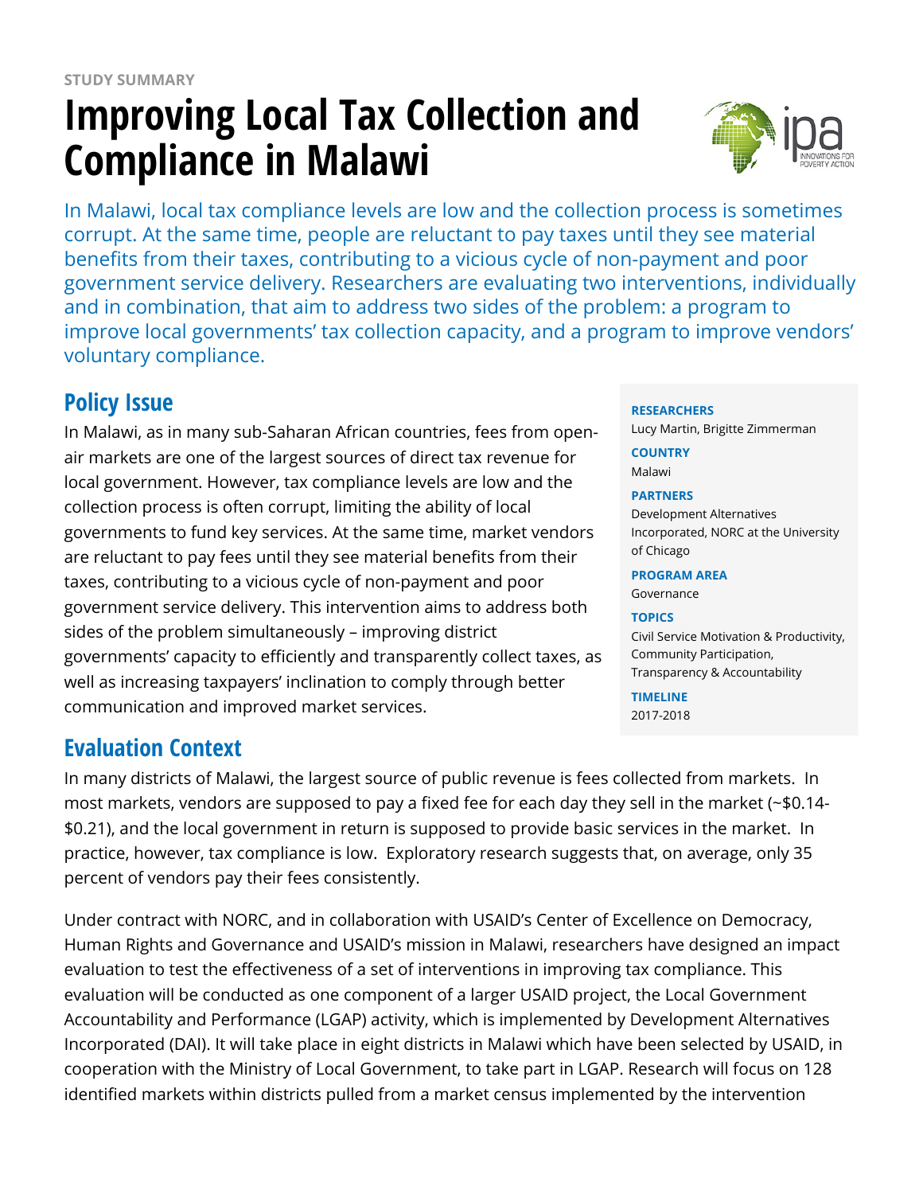STUDY SUMMARY

# Improving Local Tax Collection and Compliance in Malawi

In Malawi, local tax compliance levels are low and the collection process is sometimes corrupt. At the same time, people are reluctant to pay taxes until they see material benefits from their taxes, contributing to a vicious cycle of non-payment and poor government service delivery. Researchers are evaluating two interventions, individually and in combination, that aim to address two sides of the problem: a program to improve local governments' tax collection capacity, and a program to improve vendors' voluntary compliance.

**RESEARCHERS**
Lucy Martin, Brigitte Zimmerman

**COUNTRY**
Malawi

**PARTNERS**
Development Alternatives Incorporated, NORC at the University of Chicago

**PROGRAM AREA**
Governance

**TOPICS**
Civil Service Motivation & Productivity, Community Participation, Transparency & Accountability

**TIMELINE**
2017-2018

## Policy Issue

In Malawi, as in many sub-Saharan African countries, fees from open-air markets are one of the largest sources of direct tax revenue for local government. However, tax compliance levels are low and the collection process is often corrupt, limiting the ability of local governments to fund key services. At the same time, market vendors are reluctant to pay fees until they see material benefits from their taxes, contributing to a vicious cycle of non-payment and poor government service delivery. This intervention aims to address both sides of the problem simultaneously – improving district governments' capacity to efficiently and transparently collect taxes, as well as increasing taxpayers' inclination to comply through better communication and improved market services.

## Evaluation Context

In many districts of Malawi, the largest source of public revenue is fees collected from markets. In most markets, vendors are supposed to pay a fixed fee for each day they sell in the market (~$0.14-$0.21), and the local government in return is supposed to provide basic services in the market. In practice, however, tax compliance is low. Exploratory research suggests that, on average, only 35 percent of vendors pay their fees consistently.

Under contract with NORC, and in collaboration with USAID's Center of Excellence on Democracy, Human Rights and Governance and USAID's mission in Malawi, researchers have designed an impact evaluation to test the effectiveness of a set of interventions in improving tax compliance. This evaluation will be conducted as one component of a larger USAID project, the Local Government Accountability and Performance (LGAP) activity, which is implemented by Development Alternatives Incorporated (DAI). It will take place in eight districts in Malawi which have been selected by USAID, in cooperation with the Ministry of Local Government, to take part in LGAP. Research will focus on 128 identified markets within districts pulled from a market census implemented by the intervention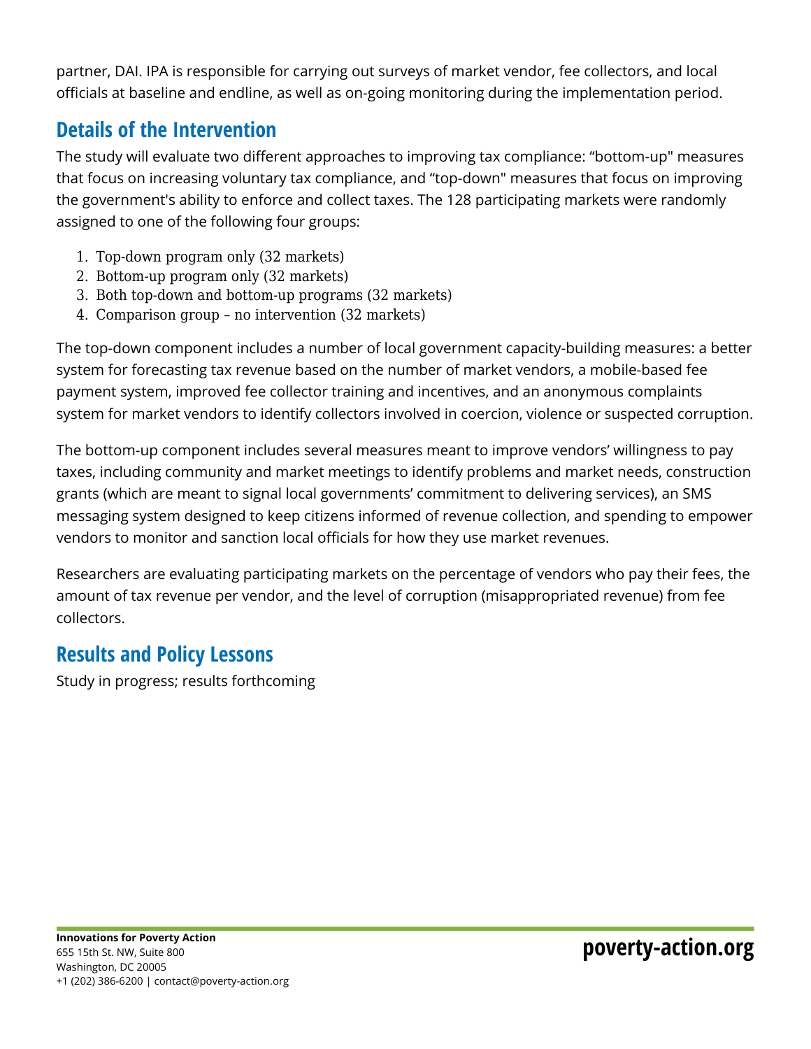partner, DAI. IPA is responsible for carrying out surveys of market vendor, fee collectors, and local officials at baseline and endline, as well as on-going monitoring during the implementation period.

## Details of the Intervention

The study will evaluate two different approaches to improving tax compliance: “bottom-up" measures that focus on increasing voluntary tax compliance, and “top-down" measures that focus on improving the government's ability to enforce and collect taxes. The 128 participating markets were randomly assigned to one of the following four groups:

1. Top-down program only (32 markets)
2. Bottom-up program only (32 markets)
3. Both top-down and bottom-up programs (32 markets)
4. Comparison group – no intervention (32 markets)

The top-down component includes a number of local government capacity-building measures: a better system for forecasting tax revenue based on the number of market vendors, a mobile-based fee payment system, improved fee collector training and incentives, and an anonymous complaints system for market vendors to identify collectors involved in coercion, violence or suspected corruption.

The bottom-up component includes several measures meant to improve vendors’ willingness to pay taxes, including community and market meetings to identify problems and market needs, construction grants (which are meant to signal local governments’ commitment to delivering services), an SMS messaging system designed to keep citizens informed of revenue collection, and spending to empower vendors to monitor and sanction local officials for how they use market revenues.

Researchers are evaluating participating markets on the percentage of vendors who pay their fees, the amount of tax revenue per vendor, and the level of corruption (misappropriated revenue) from fee collectors.

## Results and Policy Lessons

Study in progress; results forthcoming